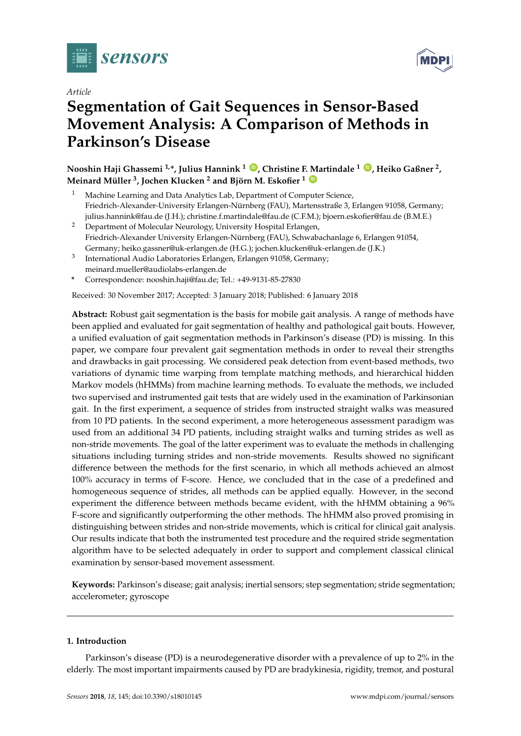*Article*

# Segmentation of Gait Sequences in Sensor-Based Movement Analysis: A Comparison of Methods in Parkinson's Disease

**Nooshin Haji Ghassemi [1,*], Julius Hannink [1], Christine F. Martindale [1], Heiko Gaßner [2], Meinard Müller [3], Jochen Klucken [2] and Björn M. Eskofier [1]**

[1] Machine Learning and Data Analytics Lab, Department of Computer Science, Friedrich-Alexander-University Erlangen-Nürnberg (FAU), Martensstraße 3, Erlangen 91058, Germany; julius.hannink@fau.de (J.H.); christine.f.martindale@fau.de (C.F.M.); bjoern.eskofier@fau.de (B.M.E.)

[2] Department of Molecular Neurology, University Hospital Erlangen, Friedrich-Alexander University Erlangen-Nürnberg (FAU), Schwabachanlage 6, Erlangen 91054, Germany; heiko.gassner@uk-erlangen.de (H.G.); jochen.klucken@uk-erlangen.de (J.K.)

[3] International Audio Laboratories Erlangen, Erlangen 91058, Germany; meinard.mueller@audiolabs-erlangen.de

* Correspondence: nooshin.haji@fau.de; Tel.: +49-9131-85-27830

Received: 30 November 2017; Accepted: 3 January 2018; Published: 6 January 2018

**Abstract:** Robust gait segmentation is the basis for mobile gait analysis. A range of methods have been applied and evaluated for gait segmentation of healthy and pathological gait bouts. However, a unified evaluation of gait segmentation methods in Parkinson's disease (PD) is missing. In this paper, we compare four prevalent gait segmentation methods in order to reveal their strengths and drawbacks in gait processing. We considered peak detection from event-based methods, two variations of dynamic time warping from template matching methods, and hierarchical hidden Markov models (hHMMs) from machine learning methods. To evaluate the methods, we included two supervised and instrumented gait tests that are widely used in the examination of Parkinsonian gait. In the first experiment, a sequence of strides from instructed straight walks was measured from 10 PD patients. In the second experiment, a more heterogeneous assessment paradigm was used from an additional 34 PD patients, including straight walks and turning strides as well as non-stride movements. The goal of the latter experiment was to evaluate the methods in challenging situations including turning strides and non-stride movements. Results showed no significant difference between the methods for the first scenario, in which all methods achieved an almost 100% accuracy in terms of F-score. Hence, we concluded that in the case of a predefined and homogeneous sequence of strides, all methods can be applied equally. However, in the second experiment the difference between methods became evident, with the hHMM obtaining a 96% F-score and significantly outperforming the other methods. The hHMM also proved promising in distinguishing between strides and non-stride movements, which is critical for clinical gait analysis. Our results indicate that both the instrumented test procedure and the required stride segmentation algorithm have to be selected adequately in order to support and complement classical clinical examination by sensor-based movement assessment.

**Keywords:** Parkinson's disease; gait analysis; inertial sensors; step segmentation; stride segmentation; accelerometer; gyroscope

## 1. Introduction

Parkinson's disease (PD) is a neurodegenerative disorder with a prevalence of up to 2% in the elderly. The most important impairments caused by PD are bradykinesia, rigidity, tremor, and postural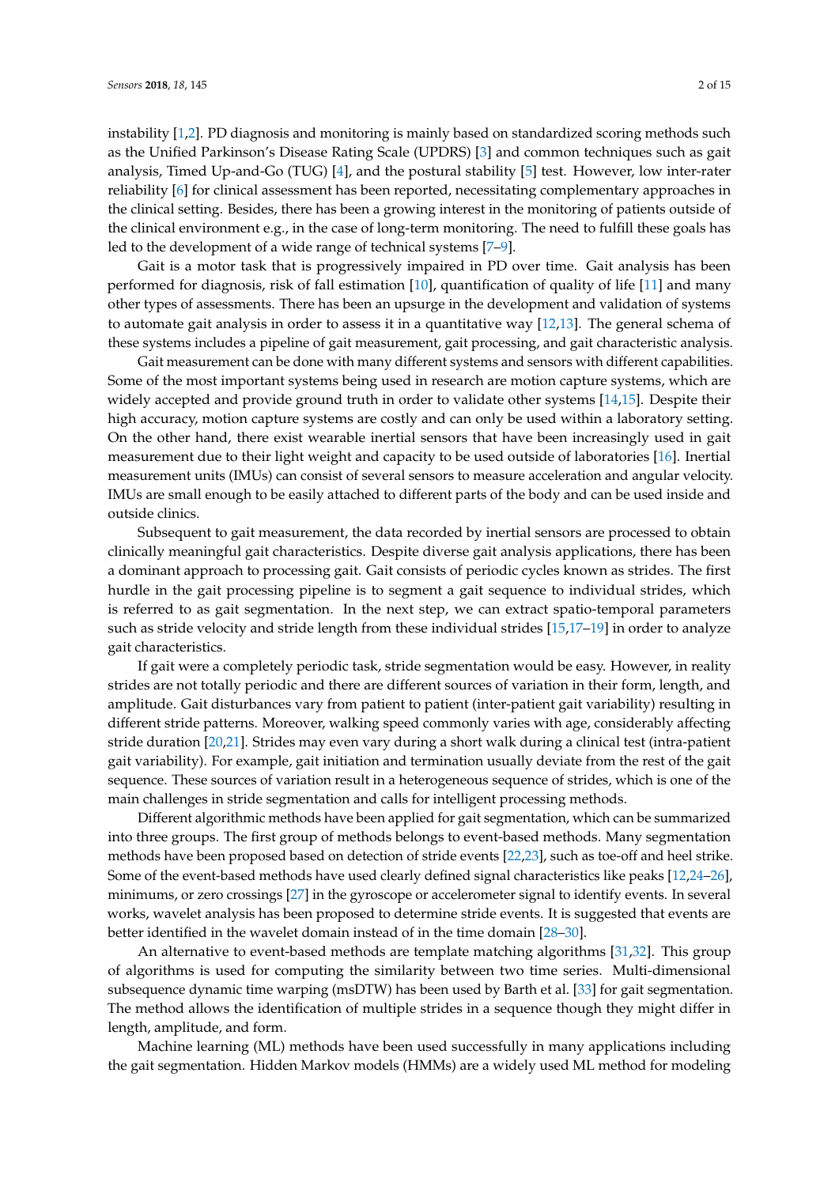instability [1,2]. PD diagnosis and monitoring is mainly based on standardized scoring methods such as the Unified Parkinson's Disease Rating Scale (UPDRS) [3] and common techniques such as gait analysis, Timed Up-and-Go (TUG) [4], and the postural stability [5] test. However, low inter-rater reliability [6] for clinical assessment has been reported, necessitating complementary approaches in the clinical setting. Besides, there has been a growing interest in the monitoring of patients outside of the clinical environment e.g., in the case of long-term monitoring. The need to fulfill these goals has led to the development of a wide range of technical systems [7–9].

Gait is a motor task that is progressively impaired in PD over time. Gait analysis has been performed for diagnosis, risk of fall estimation [10], quantification of quality of life [11] and many other types of assessments. There has been an upsurge in the development and validation of systems to automate gait analysis in order to assess it in a quantitative way [12,13]. The general schema of these systems includes a pipeline of gait measurement, gait processing, and gait characteristic analysis.

Gait measurement can be done with many different systems and sensors with different capabilities. Some of the most important systems being used in research are motion capture systems, which are widely accepted and provide ground truth in order to validate other systems [14,15]. Despite their high accuracy, motion capture systems are costly and can only be used within a laboratory setting. On the other hand, there exist wearable inertial sensors that have been increasingly used in gait measurement due to their light weight and capacity to be used outside of laboratories [16]. Inertial measurement units (IMUs) can consist of several sensors to measure acceleration and angular velocity. IMUs are small enough to be easily attached to different parts of the body and can be used inside and outside clinics.

Subsequent to gait measurement, the data recorded by inertial sensors are processed to obtain clinically meaningful gait characteristics. Despite diverse gait analysis applications, there has been a dominant approach to processing gait. Gait consists of periodic cycles known as strides. The first hurdle in the gait processing pipeline is to segment a gait sequence to individual strides, which is referred to as gait segmentation. In the next step, we can extract spatio-temporal parameters such as stride velocity and stride length from these individual strides [15,17–19] in order to analyze gait characteristics.

If gait were a completely periodic task, stride segmentation would be easy. However, in reality strides are not totally periodic and there are different sources of variation in their form, length, and amplitude. Gait disturbances vary from patient to patient (inter-patient gait variability) resulting in different stride patterns. Moreover, walking speed commonly varies with age, considerably affecting stride duration [20,21]. Strides may even vary during a short walk during a clinical test (intra-patient gait variability). For example, gait initiation and termination usually deviate from the rest of the gait sequence. These sources of variation result in a heterogeneous sequence of strides, which is one of the main challenges in stride segmentation and calls for intelligent processing methods.

Different algorithmic methods have been applied for gait segmentation, which can be summarized into three groups. The first group of methods belongs to event-based methods. Many segmentation methods have been proposed based on detection of stride events [22,23], such as toe-off and heel strike. Some of the event-based methods have used clearly defined signal characteristics like peaks [12,24–26], minimums, or zero crossings [27] in the gyroscope or accelerometer signal to identify events. In several works, wavelet analysis has been proposed to determine stride events. It is suggested that events are better identified in the wavelet domain instead of in the time domain [28–30].

An alternative to event-based methods are template matching algorithms [31,32]. This group of algorithms is used for computing the similarity between two time series. Multi-dimensional subsequence dynamic time warping (msDTW) has been used by Barth et al. [33] for gait segmentation. The method allows the identification of multiple strides in a sequence though they might differ in length, amplitude, and form.

Machine learning (ML) methods have been used successfully in many applications including the gait segmentation. Hidden Markov models (HMMs) are a widely used ML method for modeling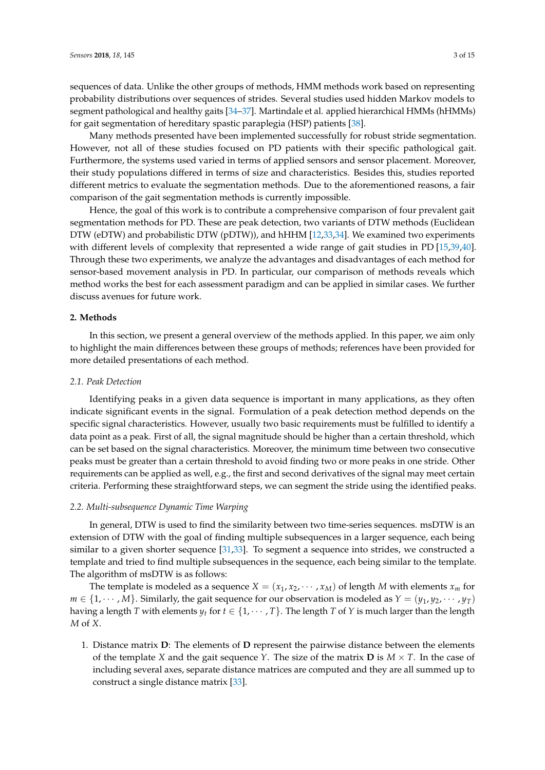sequences of data. Unlike the other groups of methods, HMM methods work based on representing probability distributions over sequences of strides. Several studies used hidden Markov models to segment pathological and healthy gaits [34–37]. Martindale et al. applied hierarchical HMMs (hHMMs) for gait segmentation of hereditary spastic paraplegia (HSP) patients [38].

Many methods presented have been implemented successfully for robust stride segmentation. However, not all of these studies focused on PD patients with their specific pathological gait. Furthermore, the systems used varied in terms of applied sensors and sensor placement. Moreover, their study populations differed in terms of size and characteristics. Besides this, studies reported different metrics to evaluate the segmentation methods. Due to the aforementioned reasons, a fair comparison of the gait segmentation methods is currently impossible.

Hence, the goal of this work is to contribute a comprehensive comparison of four prevalent gait segmentation methods for PD. These are peak detection, two variants of DTW methods (Euclidean DTW (eDTW) and probabilistic DTW (pDTW)), and hHHM [12,33,34]. We examined two experiments with different levels of complexity that represented a wide range of gait studies in PD [15,39,40]. Through these two experiments, we analyze the advantages and disadvantages of each method for sensor-based movement analysis in PD. In particular, our comparison of methods reveals which method works the best for each assessment paradigm and can be applied in similar cases. We further discuss avenues for future work.

## 2. Methods

In this section, we present a general overview of the methods applied. In this paper, we aim only to highlight the main differences between these groups of methods; references have been provided for more detailed presentations of each method.

### 2.1. Peak Detection

Identifying peaks in a given data sequence is important in many applications, as they often indicate significant events in the signal. Formulation of a peak detection method depends on the specific signal characteristics. However, usually two basic requirements must be fulfilled to identify a data point as a peak. First of all, the signal magnitude should be higher than a certain threshold, which can be set based on the signal characteristics. Moreover, the minimum time between two consecutive peaks must be greater than a certain threshold to avoid finding two or more peaks in one stride. Other requirements can be applied as well, e.g., the first and second derivatives of the signal may meet certain criteria. Performing these straightforward steps, we can segment the stride using the identified peaks.

### 2.2. Multi-subsequence Dynamic Time Warping

In general, DTW is used to find the similarity between two time-series sequences. msDTW is an extension of DTW with the goal of finding multiple subsequences in a larger sequence, each being similar to a given shorter sequence [31,33]. To segment a sequence into strides, we constructed a template and tried to find multiple subsequences in the sequence, each being similar to the template. The algorithm of msDTW is as follows:

The template is modeled as a sequence $X = (x_1, x_2, \cdots, x_M)$ of length $M$ with elements $x_m$ for $m \in \{1, \cdots, M\}$. Similarly, the gait sequence for our observation is modeled as $Y = (y_1, y_2, \cdots, y_T)$ having a length $T$ with elements $y_t$ for $t \in \{1, \cdots, T\}$. The length $T$ of $Y$ is much larger than the length $M$ of $X$.

1. Distance matrix $\mathbf{D}$: The elements of $\mathbf{D}$ represent the pairwise distance between the elements of the template $X$ and the gait sequence $Y$. The size of the matrix $\mathbf{D}$ is $M \times T$. In the case of including several axes, separate distance matrices are computed and they are all summed up to construct a single distance matrix [33].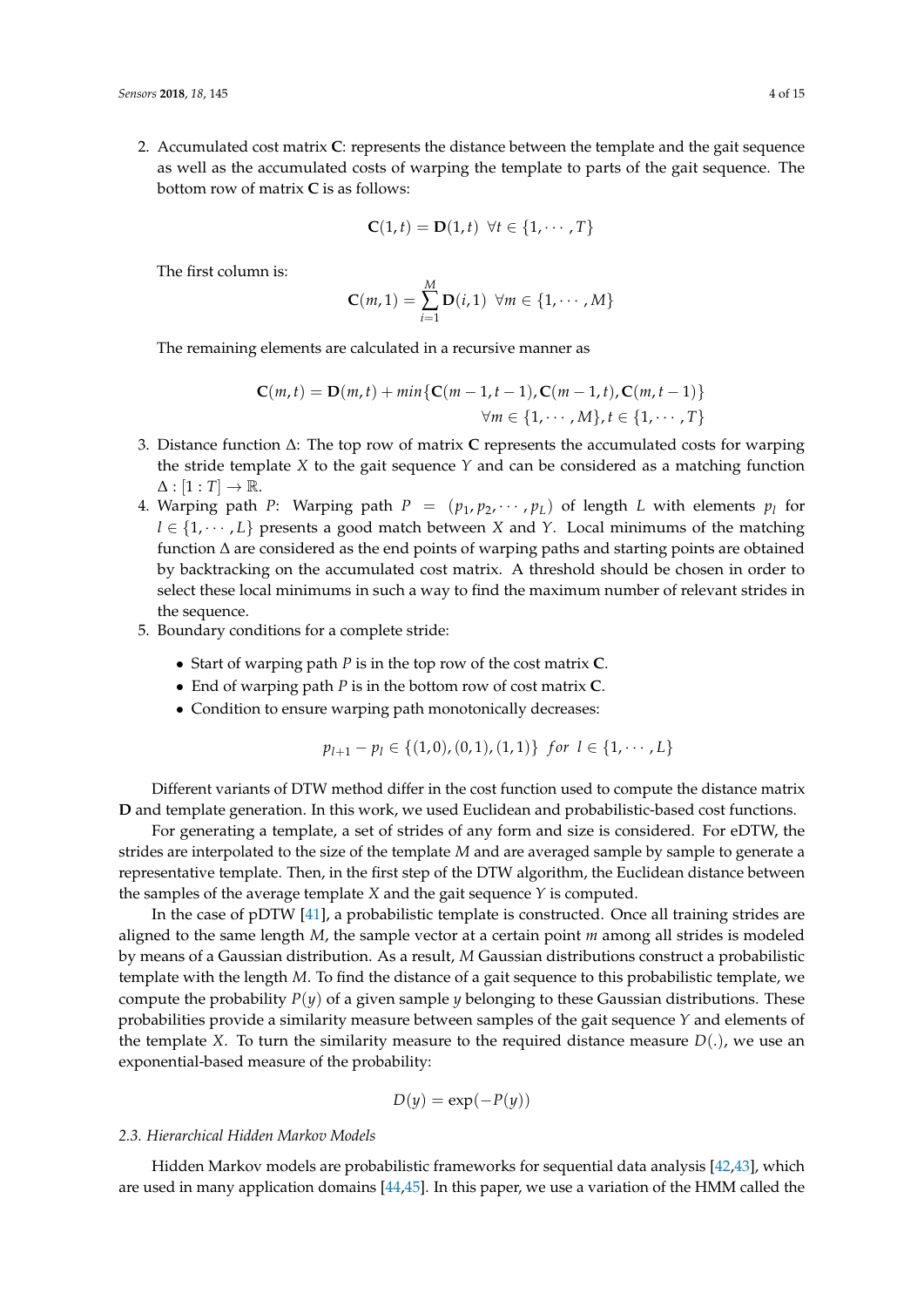2. Accumulated cost matrix **C**: represents the distance between the template and the gait sequence as well as the accumulated costs of warping the template to parts of the gait sequence. The bottom row of matrix **C** is as follows:

$$\mathbf{C}(1,t) = \mathbf{D}(1,t) \;\; \forall t \in \{1, \cdots, T\}$$

The first column is:

$$\mathbf{C}(m,1) = \sum_{i=1}^{M} \mathbf{D}(i,1) \;\; \forall m \in \{1, \cdots, M\}$$

The remaining elements are calculated in a recursive manner as

$$\mathbf{C}(m,t) = \mathbf{D}(m,t) + min\{\mathbf{C}(m-1,t-1), \mathbf{C}(m-1,t), \mathbf{C}(m,t-1)\} \\ \forall m \in \{1, \cdots, M\}, t \in \{1, \cdots, T\}$$

3. Distance function $\Delta$: The top row of matrix **C** represents the accumulated costs for warping the stride template $X$ to the gait sequence $Y$ and can be considered as a matching function $\Delta : [1 : T] \rightarrow \mathbb{R}$.
4. Warping path $P$: Warping path $P = (p_1, p_2, \cdots, p_L)$ of length $L$ with elements $p_l$ for $l \in \{1, \cdots, L\}$ presents a good match between $X$ and $Y$. Local minimums of the matching function $\Delta$ are considered as the end points of warping paths and starting points are obtained by backtracking on the accumulated cost matrix. A threshold should be chosen in order to select these local minimums in such a way to find the maximum number of relevant strides in the sequence.
5. Boundary conditions for a complete stride:
   - Start of warping path $P$ is in the top row of the cost matrix **C**.
   - End of warping path $P$ is in the bottom row of cost matrix **C**.
   - Condition to ensure warping path monotonically decreases:

$$p_{l+1} - p_l \in \{(1,0), (0,1), (1,1)\} \;\; for \;\; l \in \{1, \cdots, L\}$$

Different variants of DTW method differ in the cost function used to compute the distance matrix **D** and template generation. In this work, we used Euclidean and probabilistic-based cost functions.

For generating a template, a set of strides of any form and size is considered. For eDTW, the strides are interpolated to the size of the template $M$ and are averaged sample by sample to generate a representative template. Then, in the first step of the DTW algorithm, the Euclidean distance between the samples of the average template $X$ and the gait sequence $Y$ is computed.

In the case of pDTW [41], a probabilistic template is constructed. Once all training strides are aligned to the same length $M$, the sample vector at a certain point $m$ among all strides is modeled by means of a Gaussian distribution. As a result, $M$ Gaussian distributions construct a probabilistic template with the length $M$. To find the distance of a gait sequence to this probabilistic template, we compute the probability $P(y)$ of a given sample $y$ belonging to these Gaussian distributions. These probabilities provide a similarity measure between samples of the gait sequence $Y$ and elements of the template $X$. To turn the similarity measure to the required distance measure $D(.)$, we use an exponential-based measure of the probability:

$$D(y) = \exp(-P(y))$$

### 2.3. Hierarchical Hidden Markov Models

Hidden Markov models are probabilistic frameworks for sequential data analysis [42,43], which are used in many application domains [44,45]. In this paper, we use a variation of the HMM called the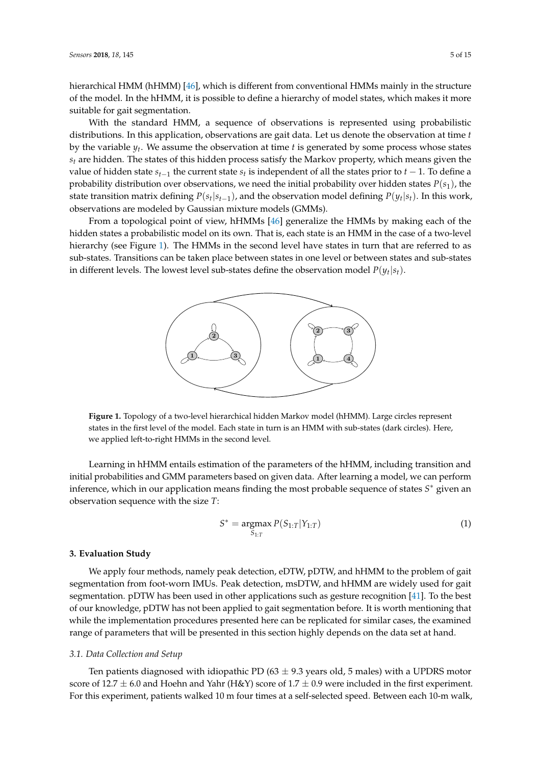hierarchical HMM (hHMM) [46], which is different from conventional HMMs mainly in the structure of the model. In the hHMM, it is possible to define a hierarchy of model states, which makes it more suitable for gait segmentation.

With the standard HMM, a sequence of observations is represented using probabilistic distributions. In this application, observations are gait data. Let us denote the observation at time $t$ by the variable $y_t$. We assume the observation at time $t$ is generated by some process whose states $s_t$ are hidden. The states of this hidden process satisfy the Markov property, which means given the value of hidden state $s_{t-1}$ the current state $s_t$ is independent of all the states prior to $t-1$. To define a probability distribution over observations, we need the initial probability over hidden states $P(s_1)$, the state transition matrix defining $P(s_t|s_{t-1})$, and the observation model defining $P(y_t|s_t)$. In this work, observations are modeled by Gaussian mixture models (GMMs).

From a topological point of view, hHMMs [46] generalize the HMMs by making each of the hidden states a probabilistic model on its own. That is, each state is an HMM in the case of a two-level hierarchy (see Figure 1). The HMMs in the second level have states in turn that are referred to as sub-states. Transitions can be taken place between states in one level or between states and sub-states in different levels. The lowest level sub-states define the observation model $P(y_t|s_t)$.

**Figure 1.** Topology of a two-level hierarchical hidden Markov model (hHMM). Large circles represent states in the first level of the model. Each state in turn is an HMM with sub-states (dark circles). Here, we applied left-to-right HMMs in the second level.

Learning in hHMM entails estimation of the parameters of the hHMM, including transition and initial probabilities and GMM parameters based on given data. After learning a model, we can perform inference, which in our application means finding the most probable sequence of states $S^*$ given an observation sequence with the size $T$:

$$S^* = \underset{S_{1:T}}{\operatorname{argmax}}\, P(S_{1:T}|Y_{1:T}) \tag{1}$$

## 3. Evaluation Study

We apply four methods, namely peak detection, eDTW, pDTW, and hHMM to the problem of gait segmentation from foot-worn IMUs. Peak detection, msDTW, and hHMM are widely used for gait segmentation. pDTW has been used in other applications such as gesture recognition [41]. To the best of our knowledge, pDTW has not been applied to gait segmentation before. It is worth mentioning that while the implementation procedures presented here can be replicated for similar cases, the examined range of parameters that will be presented in this section highly depends on the data set at hand.

### 3.1. Data Collection and Setup

Ten patients diagnosed with idiopathic PD (63 ± 9.3 years old, 5 males) with a UPDRS motor score of 12.7 ± 6.0 and Hoehn and Yahr (H&Y) score of 1.7 ± 0.9 were included in the first experiment. For this experiment, patients walked 10 m four times at a self-selected speed. Between each 10-m walk,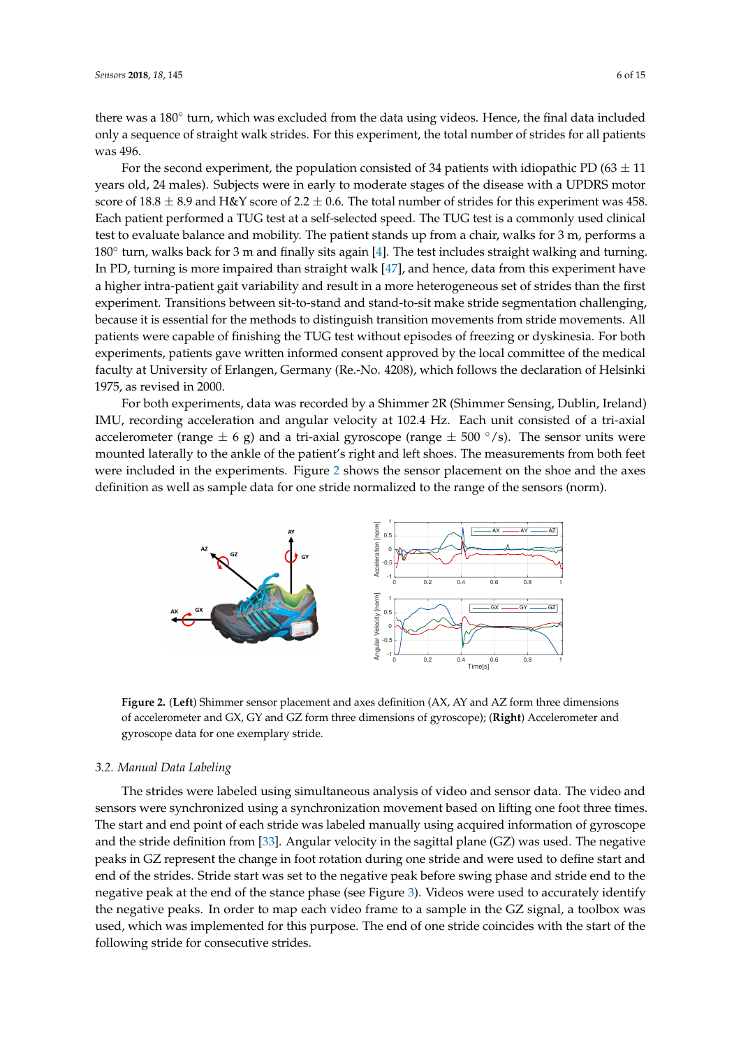there was a 180° turn, which was excluded from the data using videos. Hence, the final data included only a sequence of straight walk strides. For this experiment, the total number of strides for all patients was 496.

For the second experiment, the population consisted of 34 patients with idiopathic PD (63 ± 11 years old, 24 males). Subjects were in early to moderate stages of the disease with a UPDRS motor score of 18.8 ± 8.9 and H&Y score of 2.2 ± 0.6. The total number of strides for this experiment was 458. Each patient performed a TUG test at a self-selected speed. The TUG test is a commonly used clinical test to evaluate balance and mobility. The patient stands up from a chair, walks for 3 m, performs a 180° turn, walks back for 3 m and finally sits again [4]. The test includes straight walking and turning. In PD, turning is more impaired than straight walk [47], and hence, data from this experiment have a higher intra-patient gait variability and result in a more heterogeneous set of strides than the first experiment. Transitions between sit-to-stand and stand-to-sit make stride segmentation challenging, because it is essential for the methods to distinguish transition movements from stride movements. All patients were capable of finishing the TUG test without episodes of freezing or dyskinesia. For both experiments, patients gave written informed consent approved by the local committee of the medical faculty at University of Erlangen, Germany (Re.-No. 4208), which follows the declaration of Helsinki 1975, as revised in 2000.

For both experiments, data was recorded by a Shimmer 2R (Shimmer Sensing, Dublin, Ireland) IMU, recording acceleration and angular velocity at 102.4 Hz. Each unit consisted of a tri-axial accelerometer (range ± 6 g) and a tri-axial gyroscope (range ± 500 °/s). The sensor units were mounted laterally to the ankle of the patient's right and left shoes. The measurements from both feet were included in the experiments. Figure 2 shows the sensor placement on the shoe and the axes definition as well as sample data for one stride normalized to the range of the sensors (norm).

**Figure 2.** (**Left**) Shimmer sensor placement and axes definition (AX, AY and AZ form three dimensions of accelerometer and GX, GY and GZ form three dimensions of gyroscope); (**Right**) Accelerometer and gyroscope data for one exemplary stride.

### 3.2. Manual Data Labeling

The strides were labeled using simultaneous analysis of video and sensor data. The video and sensors were synchronized using a synchronization movement based on lifting one foot three times. The start and end point of each stride was labeled manually using acquired information of gyroscope and the stride definition from [33]. Angular velocity in the sagittal plane (GZ) was used. The negative peaks in GZ represent the change in foot rotation during one stride and were used to define start and end of the strides. Stride start was set to the negative peak before swing phase and stride end to the negative peak at the end of the stance phase (see Figure 3). Videos were used to accurately identify the negative peaks. In order to map each video frame to a sample in the GZ signal, a toolbox was used, which was implemented for this purpose. The end of one stride coincides with the start of the following stride for consecutive strides.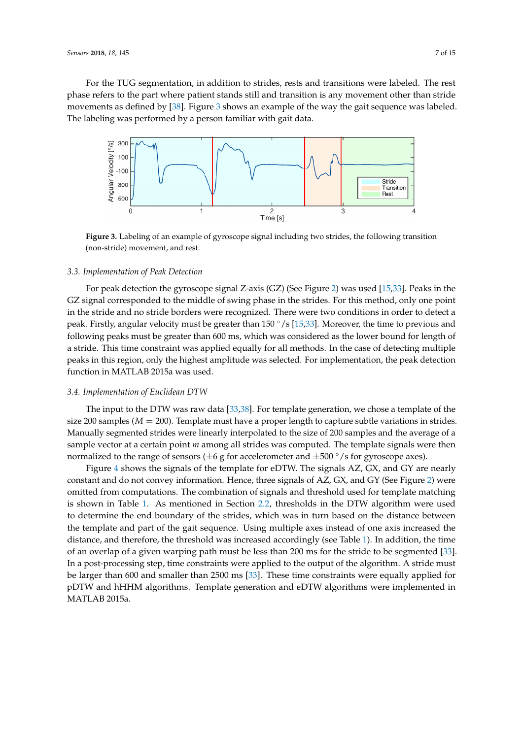For the TUG segmentation, in addition to strides, rests and transitions were labeled. The rest phase refers to the part where patient stands still and transition is any movement other than stride movements as defined by [38]. Figure 3 shows an example of the way the gait sequence was labeled. The labeling was performed by a person familiar with gait data.

**Figure 3.** Labeling of an example of gyroscope signal including two strides, the following transition (non-stride) movement, and rest.

### 3.3. Implementation of Peak Detection

For peak detection the gyroscope signal Z-axis (GZ) (See Figure 2) was used [15,33]. Peaks in the GZ signal corresponded to the middle of swing phase in the strides. For this method, only one point in the stride and no stride borders were recognized. There were two conditions in order to detect a peak. Firstly, angular velocity must be greater than 150 °/s [15,33]. Moreover, the time to previous and following peaks must be greater than 600 ms, which was considered as the lower bound for length of a stride. This time constraint was applied equally for all methods. In the case of detecting multiple peaks in this region, only the highest amplitude was selected. For implementation, the peak detection function in MATLAB 2015a was used.

### 3.4. Implementation of Euclidean DTW

The input to the DTW was raw data [33,38]. For template generation, we chose a template of the size 200 samples ($M = 200$). Template must have a proper length to capture subtle variations in strides. Manually segmented strides were linearly interpolated to the size of 200 samples and the average of a sample vector at a certain point $m$ among all strides was computed. The template signals were then normalized to the range of sensors ($\pm 6$ g for accelerometer and $\pm 500$ °/s for gyroscope axes).

Figure 4 shows the signals of the template for eDTW. The signals AZ, GX, and GY are nearly constant and do not convey information. Hence, three signals of AZ, GX, and GY (See Figure 2) were omitted from computations. The combination of signals and threshold used for template matching is shown in Table 1. As mentioned in Section 2.2, thresholds in the DTW algorithm were used to determine the end boundary of the strides, which was in turn based on the distance between the template and part of the gait sequence. Using multiple axes instead of one axis increased the distance, and therefore, the threshold was increased accordingly (see Table 1). In addition, the time of an overlap of a given warping path must be less than 200 ms for the stride to be segmented [33]. In a post-processing step, time constraints were applied to the output of the algorithm. A stride must be larger than 600 and smaller than 2500 ms [33]. These time constraints were equally applied for pDTW and hHHM algorithms. Template generation and eDTW algorithms were implemented in MATLAB 2015a.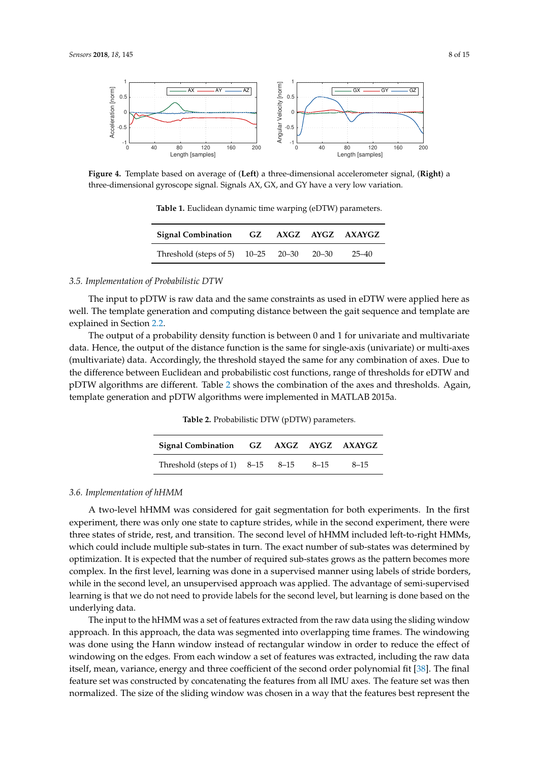Figure 4. Template based on average of (Left) a three-dimensional accelerometer signal, (Right) a three-dimensional gyroscope signal. Signals AX, GX, and GY have a very low variation.

**Table 1.** Euclidean dynamic time warping (eDTW) parameters.

| Signal Combination | GZ | AXGZ | AYGZ | AXAYGZ |
|---|---|---|---|---|
| Threshold (steps of 5) | 10–25 | 20–30 | 20–30 | 25–40 |

### 3.5. Implementation of Probabilistic DTW

The input to pDTW is raw data and the same constraints as used in eDTW were applied here as well. The template generation and computing distance between the gait sequence and template are explained in Section 2.2.

The output of a probability density function is between 0 and 1 for univariate and multivariate data. Hence, the output of the distance function is the same for single-axis (univariate) or multi-axes (multivariate) data. Accordingly, the threshold stayed the same for any combination of axes. Due to the difference between Euclidean and probabilistic cost functions, range of thresholds for eDTW and pDTW algorithms are different. Table 2 shows the combination of the axes and thresholds. Again, template generation and pDTW algorithms were implemented in MATLAB 2015a.

**Table 2.** Probabilistic DTW (pDTW) parameters.

| Signal Combination | GZ | AXGZ | AYGZ | AXAYGZ |
|---|---|---|---|---|
| Threshold (steps of 1) | 8–15 | 8–15 | 8–15 | 8–15 |

### 3.6. Implementation of hHMM

A two-level hHMM was considered for gait segmentation for both experiments. In the first experiment, there was only one state to capture strides, while in the second experiment, there were three states of stride, rest, and transition. The second level of hHMM included left-to-right HMMs, which could include multiple sub-states in turn. The exact number of sub-states was determined by optimization. It is expected that the number of required sub-states grows as the pattern becomes more complex. In the first level, learning was done in a supervised manner using labels of stride borders, while in the second level, an unsupervised approach was applied. The advantage of semi-supervised learning is that we do not need to provide labels for the second level, but learning is done based on the underlying data.

The input to the hHMM was a set of features extracted from the raw data using the sliding window approach. In this approach, the data was segmented into overlapping time frames. The windowing was done using the Hann window instead of rectangular window in order to reduce the effect of windowing on the edges. From each window a set of features was extracted, including the raw data itself, mean, variance, energy and three coefficient of the second order polynomial fit [38]. The final feature set was constructed by concatenating the features from all IMU axes. The feature set was then normalized. The size of the sliding window was chosen in a way that the features best represent the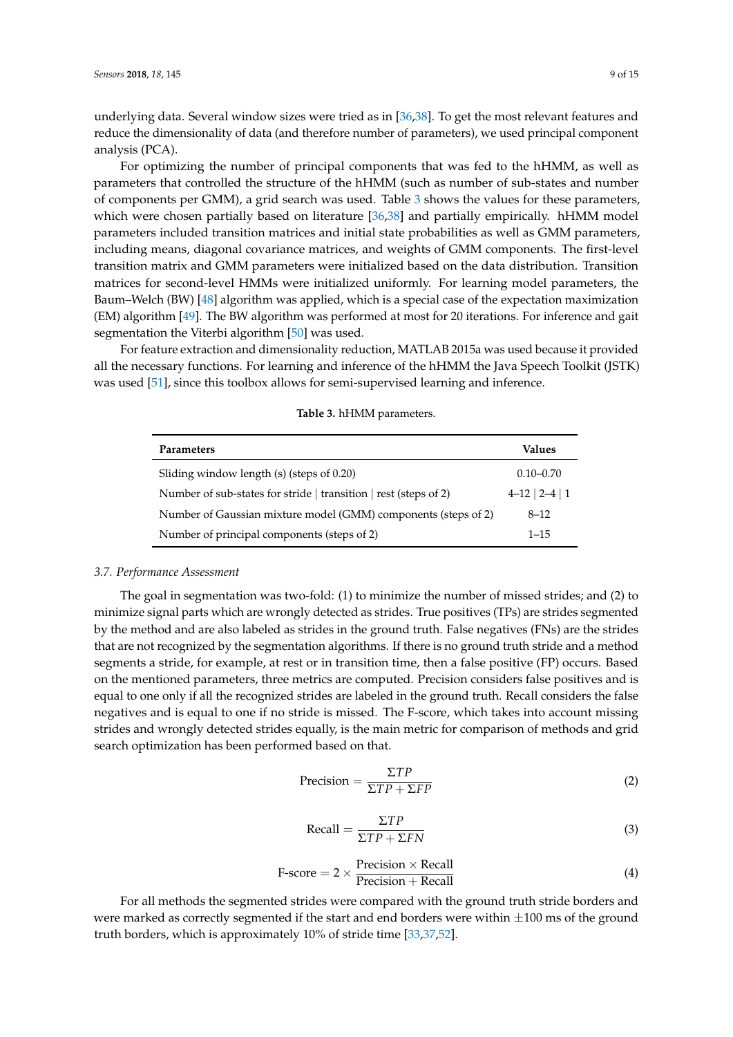underlying data. Several window sizes were tried as in [36,38]. To get the most relevant features and reduce the dimensionality of data (and therefore number of parameters), we used principal component analysis (PCA).

For optimizing the number of principal components that was fed to the hHMM, as well as parameters that controlled the structure of the hHMM (such as number of sub-states and number of components per GMM), a grid search was used. Table 3 shows the values for these parameters, which were chosen partially based on literature [36,38] and partially empirically. hHMM model parameters included transition matrices and initial state probabilities as well as GMM parameters, including means, diagonal covariance matrices, and weights of GMM components. The first-level transition matrix and GMM parameters were initialized based on the data distribution. Transition matrices for second-level HMMs were initialized uniformly. For learning model parameters, the Baum–Welch (BW) [48] algorithm was applied, which is a special case of the expectation maximization (EM) algorithm [49]. The BW algorithm was performed at most for 20 iterations. For inference and gait segmentation the Viterbi algorithm [50] was used.

For feature extraction and dimensionality reduction, MATLAB 2015a was used because it provided all the necessary functions. For learning and inference of the hHMM the Java Speech Toolkit (JSTK) was used [51], since this toolbox allows for semi-supervised learning and inference.

**Table 3.** hHMM parameters.

| Parameters | Values |
|---|---|
| Sliding window length (s) (steps of 0.20) | 0.10–0.70 |
| Number of sub-states for stride \| transition \| rest (steps of 2) | 4–12 \| 2–4 \| 1 |
| Number of Gaussian mixture model (GMM) components (steps of 2) | 8–12 |
| Number of principal components (steps of 2) | 1–15 |

### 3.7. Performance Assessment

The goal in segmentation was two-fold: (1) to minimize the number of missed strides; and (2) to minimize signal parts which are wrongly detected as strides. True positives (TPs) are strides segmented by the method and are also labeled as strides in the ground truth. False negatives (FNs) are the strides that are not recognized by the segmentation algorithms. If there is no ground truth stride and a method segments a stride, for example, at rest or in transition time, then a false positive (FP) occurs. Based on the mentioned parameters, three metrics are computed. Precision considers false positives and is equal to one only if all the recognized strides are labeled in the ground truth. Recall considers the false negatives and is equal to one if no stride is missed. The F-score, which takes into account missing strides and wrongly detected strides equally, is the main metric for comparison of methods and grid search optimization has been performed based on that.

$$\text{Precision} = \frac{\Sigma TP}{\Sigma TP + \Sigma FP} \tag{2}$$

$$\text{Recall} = \frac{\Sigma TP}{\Sigma TP + \Sigma FN} \tag{3}$$

$$\text{F-score} = 2 \times \frac{\text{Precision} \times \text{Recall}}{\text{Precision} + \text{Recall}} \tag{4}$$

For all methods the segmented strides were compared with the ground truth stride borders and were marked as correctly segmented if the start and end borders were within $\pm 100$ ms of the ground truth borders, which is approximately 10% of stride time [33,37,52].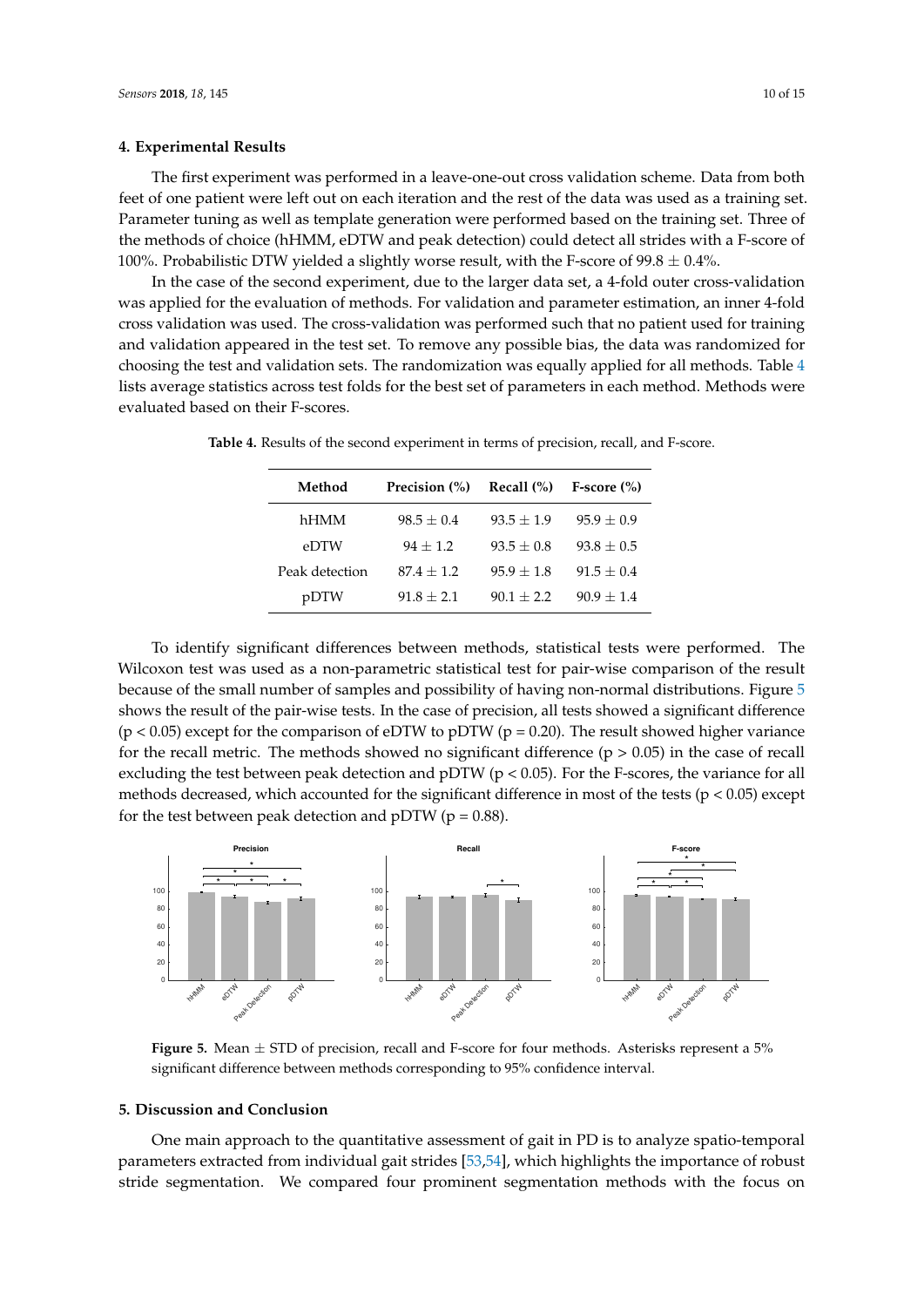## 4. Experimental Results

The first experiment was performed in a leave-one-out cross validation scheme. Data from both feet of one patient were left out on each iteration and the rest of the data was used as a training set. Parameter tuning as well as template generation were performed based on the training set. Three of the methods of choice (hHMM, eDTW and peak detection) could detect all strides with a F-score of 100%. Probabilistic DTW yielded a slightly worse result, with the F-score of 99.8 $\pm$ 0.4%.

In the case of the second experiment, due to the larger data set, a 4-fold outer cross-validation was applied for the evaluation of methods. For validation and parameter estimation, an inner 4-fold cross validation was used. The cross-validation was performed such that no patient used for training and validation appeared in the test set. To remove any possible bias, the data was randomized for choosing the test and validation sets. The randomization was equally applied for all methods. Table 4 lists average statistics across test folds for the best set of parameters in each method. Methods were evaluated based on their F-scores.

**Table 4.** Results of the second experiment in terms of precision, recall, and F-score.

| Method | Precision (%) | Recall (%) | F-score (%) |
|---|---|---|---|
| hHMM | 98.5 $\pm$ 0.4 | 93.5 $\pm$ 1.9 | 95.9 $\pm$ 0.9 |
| eDTW | 94 $\pm$ 1.2 | 93.5 $\pm$ 0.8 | 93.8 $\pm$ 0.5 |
| Peak detection | 87.4 $\pm$ 1.2 | 95.9 $\pm$ 1.8 | 91.5 $\pm$ 0.4 |
| pDTW | 91.8 $\pm$ 2.1 | 90.1 $\pm$ 2.2 | 90.9 $\pm$ 1.4 |

To identify significant differences between methods, statistical tests were performed. The Wilcoxon test was used as a non-parametric statistical test for pair-wise comparison of the result because of the small number of samples and possibility of having non-normal distributions. Figure 5 shows the result of the pair-wise tests. In the case of precision, all tests showed a significant difference ($p < 0.05$) except for the comparison of eDTW to pDTW ($p = 0.20$). The result showed higher variance for the recall metric. The methods showed no significant difference ($p > 0.05$) in the case of recall excluding the test between peak detection and pDTW ($p < 0.05$). For the F-scores, the variance for all methods decreased, which accounted for the significant difference in most of the tests ($p < 0.05$) except for the test between peak detection and pDTW ($p = 0.88$).

**Figure 5.** Mean $\pm$ STD of precision, recall and F-score for four methods. Asterisks represent a 5% significant difference between methods corresponding to 95% confidence interval.

## 5. Discussion and Conclusion

One main approach to the quantitative assessment of gait in PD is to analyze spatio-temporal parameters extracted from individual gait strides [53,54], which highlights the importance of robust stride segmentation. We compared four prominent segmentation methods with the focus on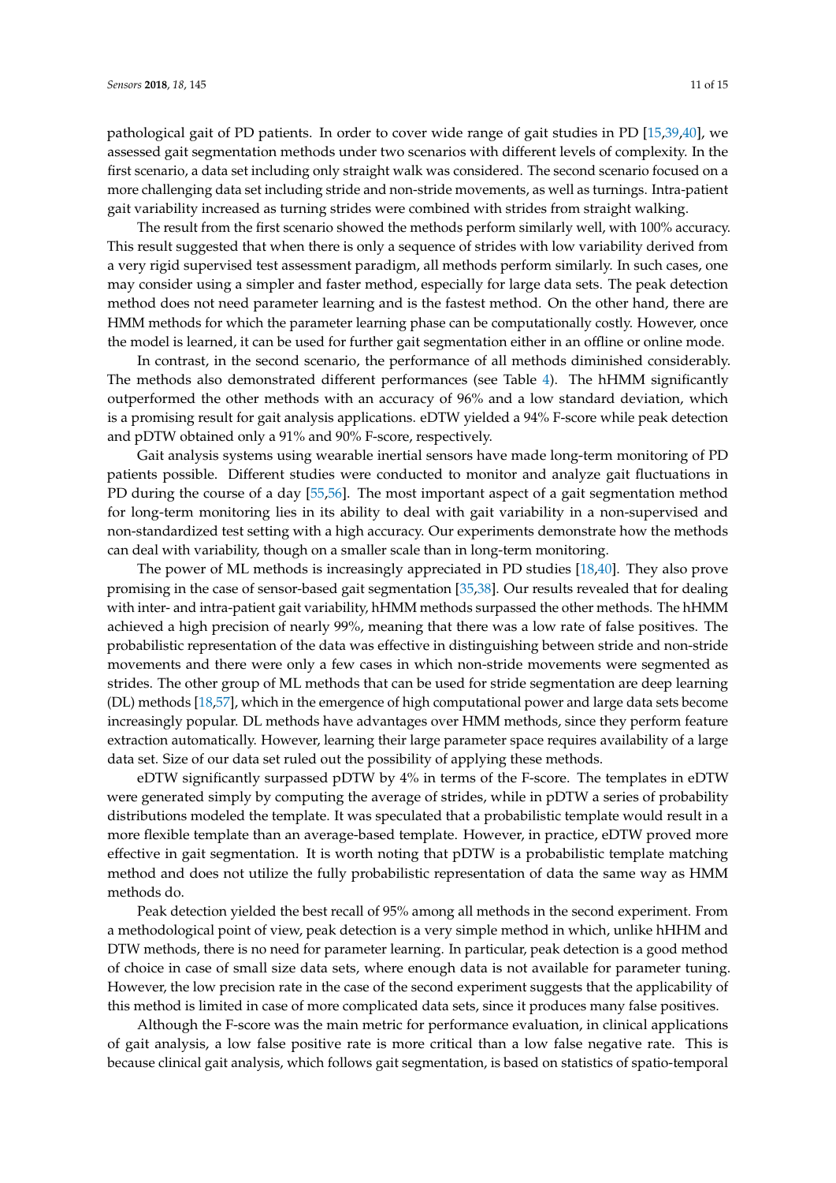pathological gait of PD patients. In order to cover wide range of gait studies in PD [15,39,40], we assessed gait segmentation methods under two scenarios with different levels of complexity. In the first scenario, a data set including only straight walk was considered. The second scenario focused on a more challenging data set including stride and non-stride movements, as well as turnings. Intra-patient gait variability increased as turning strides were combined with strides from straight walking.

The result from the first scenario showed the methods perform similarly well, with 100% accuracy. This result suggested that when there is only a sequence of strides with low variability derived from a very rigid supervised test assessment paradigm, all methods perform similarly. In such cases, one may consider using a simpler and faster method, especially for large data sets. The peak detection method does not need parameter learning and is the fastest method. On the other hand, there are HMM methods for which the parameter learning phase can be computationally costly. However, once the model is learned, it can be used for further gait segmentation either in an offline or online mode.

In contrast, in the second scenario, the performance of all methods diminished considerably. The methods also demonstrated different performances (see Table 4). The hHMM significantly outperformed the other methods with an accuracy of 96% and a low standard deviation, which is a promising result for gait analysis applications. eDTW yielded a 94% F-score while peak detection and pDTW obtained only a 91% and 90% F-score, respectively.

Gait analysis systems using wearable inertial sensors have made long-term monitoring of PD patients possible. Different studies were conducted to monitor and analyze gait fluctuations in PD during the course of a day [55,56]. The most important aspect of a gait segmentation method for long-term monitoring lies in its ability to deal with gait variability in a non-supervised and non-standardized test setting with a high accuracy. Our experiments demonstrate how the methods can deal with variability, though on a smaller scale than in long-term monitoring.

The power of ML methods is increasingly appreciated in PD studies [18,40]. They also prove promising in the case of sensor-based gait segmentation [35,38]. Our results revealed that for dealing with inter- and intra-patient gait variability, hHMM methods surpassed the other methods. The hHMM achieved a high precision of nearly 99%, meaning that there was a low rate of false positives. The probabilistic representation of the data was effective in distinguishing between stride and non-stride movements and there were only a few cases in which non-stride movements were segmented as strides. The other group of ML methods that can be used for stride segmentation are deep learning (DL) methods [18,57], which in the emergence of high computational power and large data sets become increasingly popular. DL methods have advantages over HMM methods, since they perform feature extraction automatically. However, learning their large parameter space requires availability of a large data set. Size of our data set ruled out the possibility of applying these methods.

eDTW significantly surpassed pDTW by 4% in terms of the F-score. The templates in eDTW were generated simply by computing the average of strides, while in pDTW a series of probability distributions modeled the template. It was speculated that a probabilistic template would result in a more flexible template than an average-based template. However, in practice, eDTW proved more effective in gait segmentation. It is worth noting that pDTW is a probabilistic template matching method and does not utilize the fully probabilistic representation of data the same way as HMM methods do.

Peak detection yielded the best recall of 95% among all methods in the second experiment. From a methodological point of view, peak detection is a very simple method in which, unlike hHHM and DTW methods, there is no need for parameter learning. In particular, peak detection is a good method of choice in case of small size data sets, where enough data is not available for parameter tuning. However, the low precision rate in the case of the second experiment suggests that the applicability of this method is limited in case of more complicated data sets, since it produces many false positives.

Although the F-score was the main metric for performance evaluation, in clinical applications of gait analysis, a low false positive rate is more critical than a low false negative rate. This is because clinical gait analysis, which follows gait segmentation, is based on statistics of spatio-temporal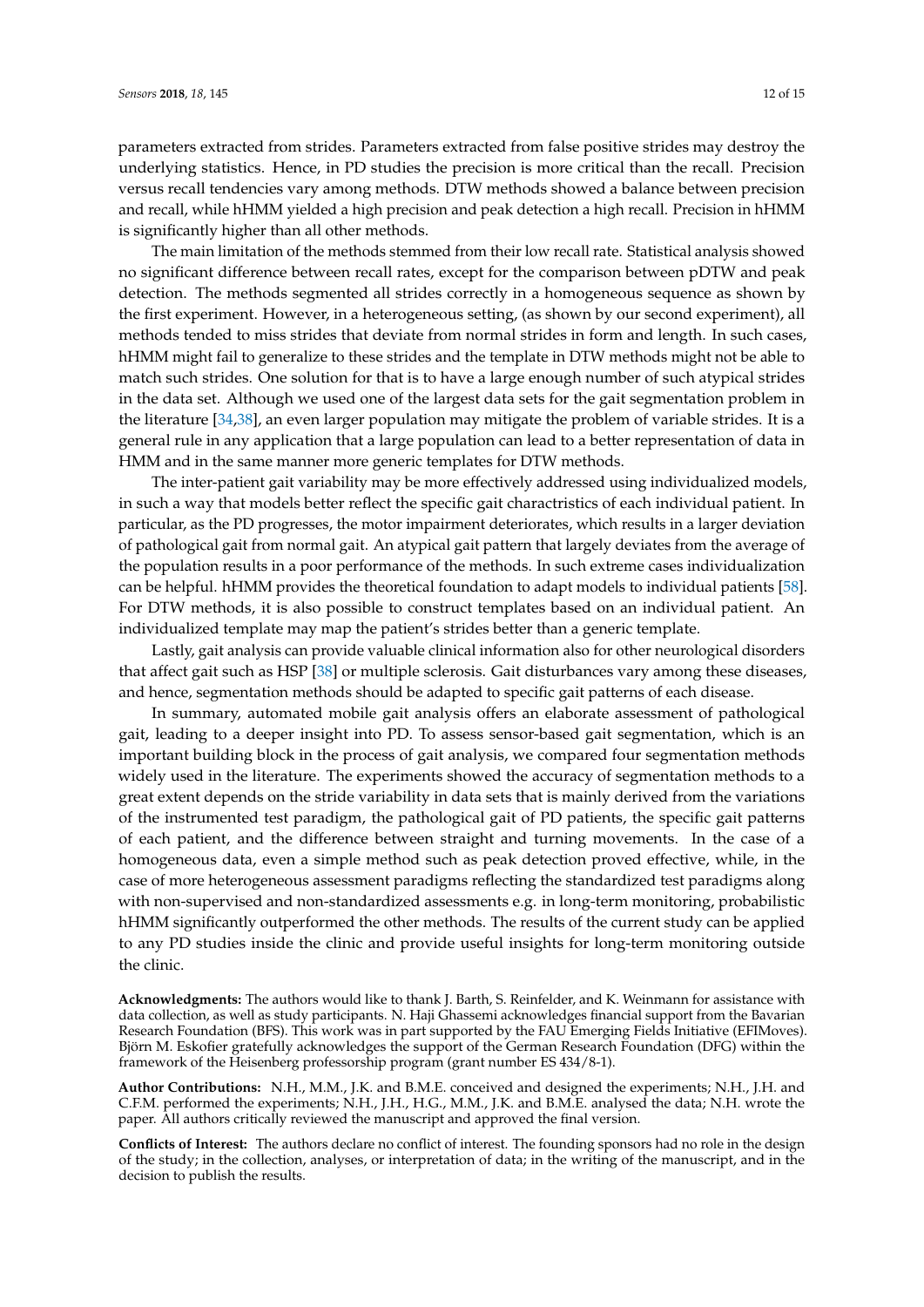parameters extracted from strides. Parameters extracted from false positive strides may destroy the underlying statistics. Hence, in PD studies the precision is more critical than the recall. Precision versus recall tendencies vary among methods. DTW methods showed a balance between precision and recall, while hHMM yielded a high precision and peak detection a high recall. Precision in hHMM is significantly higher than all other methods.

The main limitation of the methods stemmed from their low recall rate. Statistical analysis showed no significant difference between recall rates, except for the comparison between pDTW and peak detection. The methods segmented all strides correctly in a homogeneous sequence as shown by the first experiment. However, in a heterogeneous setting, (as shown by our second experiment), all methods tended to miss strides that deviate from normal strides in form and length. In such cases, hHMM might fail to generalize to these strides and the template in DTW methods might not be able to match such strides. One solution for that is to have a large enough number of such atypical strides in the data set. Although we used one of the largest data sets for the gait segmentation problem in the literature [34,38], an even larger population may mitigate the problem of variable strides. It is a general rule in any application that a large population can lead to a better representation of data in HMM and in the same manner more generic templates for DTW methods.

The inter-patient gait variability may be more effectively addressed using individualized models, in such a way that models better reflect the specific gait charactristics of each individual patient. In particular, as the PD progresses, the motor impairment deteriorates, which results in a larger deviation of pathological gait from normal gait. An atypical gait pattern that largely deviates from the average of the population results in a poor performance of the methods. In such extreme cases individualization can be helpful. hHMM provides the theoretical foundation to adapt models to individual patients [58]. For DTW methods, it is also possible to construct templates based on an individual patient. An individualized template may map the patient's strides better than a generic template.

Lastly, gait analysis can provide valuable clinical information also for other neurological disorders that affect gait such as HSP [38] or multiple sclerosis. Gait disturbances vary among these diseases, and hence, segmentation methods should be adapted to specific gait patterns of each disease.

In summary, automated mobile gait analysis offers an elaborate assessment of pathological gait, leading to a deeper insight into PD. To assess sensor-based gait segmentation, which is an important building block in the process of gait analysis, we compared four segmentation methods widely used in the literature. The experiments showed the accuracy of segmentation methods to a great extent depends on the stride variability in data sets that is mainly derived from the variations of the instrumented test paradigm, the pathological gait of PD patients, the specific gait patterns of each patient, and the difference between straight and turning movements. In the case of a homogeneous data, even a simple method such as peak detection proved effective, while, in the case of more heterogeneous assessment paradigms reflecting the standardized test paradigms along with non-supervised and non-standardized assessments e.g. in long-term monitoring, probabilistic hHMM significantly outperformed the other methods. The results of the current study can be applied to any PD studies inside the clinic and provide useful insights for long-term monitoring outside the clinic.

**Acknowledgments:** The authors would like to thank J. Barth, S. Reinfelder, and K. Weinmann for assistance with data collection, as well as study participants. N. Haji Ghassemi acknowledges financial support from the Bavarian Research Foundation (BFS). This work was in part supported by the FAU Emerging Fields Initiative (EFIMoves). Björn M. Eskofier gratefully acknowledges the support of the German Research Foundation (DFG) within the framework of the Heisenberg professorship program (grant number ES 434/8-1).

**Author Contributions:** N.H., M.M., J.K. and B.M.E. conceived and designed the experiments; N.H., J.H. and C.F.M. performed the experiments; N.H., J.H., H.G., M.M., J.K. and B.M.E. analysed the data; N.H. wrote the paper. All authors critically reviewed the manuscript and approved the final version.

**Conflicts of Interest:** The authors declare no conflict of interest. The founding sponsors had no role in the design of the study; in the collection, analyses, or interpretation of data; in the writing of the manuscript, and in the decision to publish the results.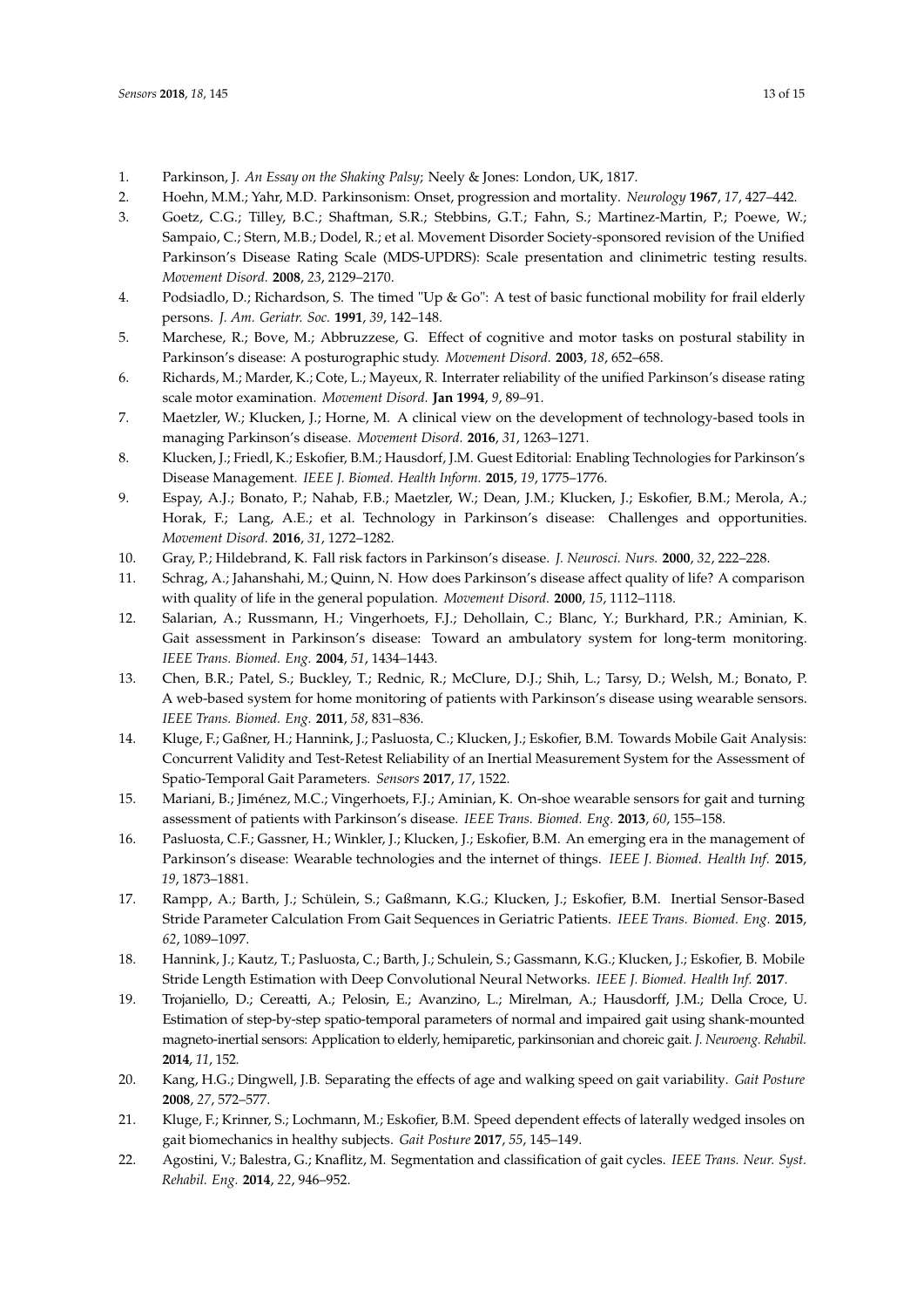1. Parkinson, J. *An Essay on the Shaking Palsy*; Neely & Jones: London, UK, 1817.
2. Hoehn, M.M.; Yahr, M.D. Parkinsonism: Onset, progression and mortality. *Neurology* **1967**, *17*, 427–442.
3. Goetz, C.G.; Tilley, B.C.; Shaftman, S.R.; Stebbins, G.T.; Fahn, S.; Martinez-Martin, P.; Poewe, W.; Sampaio, C.; Stern, M.B.; Dodel, R.; et al. Movement Disorder Society-sponsored revision of the Unified Parkinson's Disease Rating Scale (MDS-UPDRS): Scale presentation and clinimetric testing results. *Movement Disord.* **2008**, *23*, 2129–2170.
4. Podsiadlo, D.; Richardson, S. The timed "Up & Go": A test of basic functional mobility for frail elderly persons. *J. Am. Geriatr. Soc.* **1991**, *39*, 142–148.
5. Marchese, R.; Bove, M.; Abbruzzese, G. Effect of cognitive and motor tasks on postural stability in Parkinson's disease: A posturographic study. *Movement Disord.* **2003**, *18*, 652–658.
6. Richards, M.; Marder, K.; Cote, L.; Mayeux, R. Interrater reliability of the unified Parkinson's disease rating scale motor examination. *Movement Disord.* **Jan 1994**, *9*, 89–91.
7. Maetzler, W.; Klucken, J.; Horne, M. A clinical view on the development of technology-based tools in managing Parkinson's disease. *Movement Disord.* **2016**, *31*, 1263–1271.
8. Klucken, J.; Friedl, K.; Eskofier, B.M.; Hausdorf, J.M. Guest Editorial: Enabling Technologies for Parkinson's Disease Management. *IEEE J. Biomed. Health Inform.* **2015**, *19*, 1775–1776.
9. Espay, A.J.; Bonato, P.; Nahab, F.B.; Maetzler, W.; Dean, J.M.; Klucken, J.; Eskofier, B.M.; Merola, A.; Horak, F.; Lang, A.E.; et al. Technology in Parkinson's disease: Challenges and opportunities. *Movement Disord.* **2016**, *31*, 1272–1282.
10. Gray, P.; Hildebrand, K. Fall risk factors in Parkinson's disease. *J. Neurosci. Nurs.* **2000**, *32*, 222–228.
11. Schrag, A.; Jahanshahi, M.; Quinn, N. How does Parkinson's disease affect quality of life? A comparison with quality of life in the general population. *Movement Disord.* **2000**, *15*, 1112–1118.
12. Salarian, A.; Russmann, H.; Vingerhoets, F.J.; Dehollain, C.; Blanc, Y.; Burkhard, P.R.; Aminian, K. Gait assessment in Parkinson's disease: Toward an ambulatory system for long-term monitoring. *IEEE Trans. Biomed. Eng.* **2004**, *51*, 1434–1443.
13. Chen, B.R.; Patel, S.; Buckley, T.; Rednic, R.; McClure, D.J.; Shih, L.; Tarsy, D.; Welsh, M.; Bonato, P. A web-based system for home monitoring of patients with Parkinson's disease using wearable sensors. *IEEE Trans. Biomed. Eng.* **2011**, *58*, 831–836.
14. Kluge, F.; Gaßner, H.; Hannink, J.; Pasluosta, C.; Klucken, J.; Eskofier, B.M. Towards Mobile Gait Analysis: Concurrent Validity and Test-Retest Reliability of an Inertial Measurement System for the Assessment of Spatio-Temporal Gait Parameters. *Sensors* **2017**, *17*, 1522.
15. Mariani, B.; Jiménez, M.C.; Vingerhoets, F.J.; Aminian, K. On-shoe wearable sensors for gait and turning assessment of patients with Parkinson's disease. *IEEE Trans. Biomed. Eng.* **2013**, *60*, 155–158.
16. Pasluosta, C.F.; Gassner, H.; Winkler, J.; Klucken, J.; Eskofier, B.M. An emerging era in the management of Parkinson's disease: Wearable technologies and the internet of things. *IEEE J. Biomed. Health Inf.* **2015**, *19*, 1873–1881.
17. Rampp, A.; Barth, J.; Schülein, S.; Gaßmann, K.G.; Klucken, J.; Eskofier, B.M. Inertial Sensor-Based Stride Parameter Calculation From Gait Sequences in Geriatric Patients. *IEEE Trans. Biomed. Eng.* **2015**, *62*, 1089–1097.
18. Hannink, J.; Kautz, T.; Pasluosta, C.; Barth, J.; Schulein, S.; Gassmann, K.G.; Klucken, J.; Eskofier, B. Mobile Stride Length Estimation with Deep Convolutional Neural Networks. *IEEE J. Biomed. Health Inf.* **2017**.
19. Trojaniello, D.; Cereatti, A.; Pelosin, E.; Avanzino, L.; Mirelman, A.; Hausdorff, J.M.; Della Croce, U. Estimation of step-by-step spatio-temporal parameters of normal and impaired gait using shank-mounted magneto-inertial sensors: Application to elderly, hemiparetic, parkinsonian and choreic gait. *J. Neuroeng. Rehabil.* **2014**, *11*, 152.
20. Kang, H.G.; Dingwell, J.B. Separating the effects of age and walking speed on gait variability. *Gait Posture* **2008**, *27*, 572–577.
21. Kluge, F.; Krinner, S.; Lochmann, M.; Eskofier, B.M. Speed dependent effects of laterally wedged insoles on gait biomechanics in healthy subjects. *Gait Posture* **2017**, *55*, 145–149.
22. Agostini, V.; Balestra, G.; Knaflitz, M. Segmentation and classification of gait cycles. *IEEE Trans. Neur. Syst. Rehabil. Eng.* **2014**, *22*, 946–952.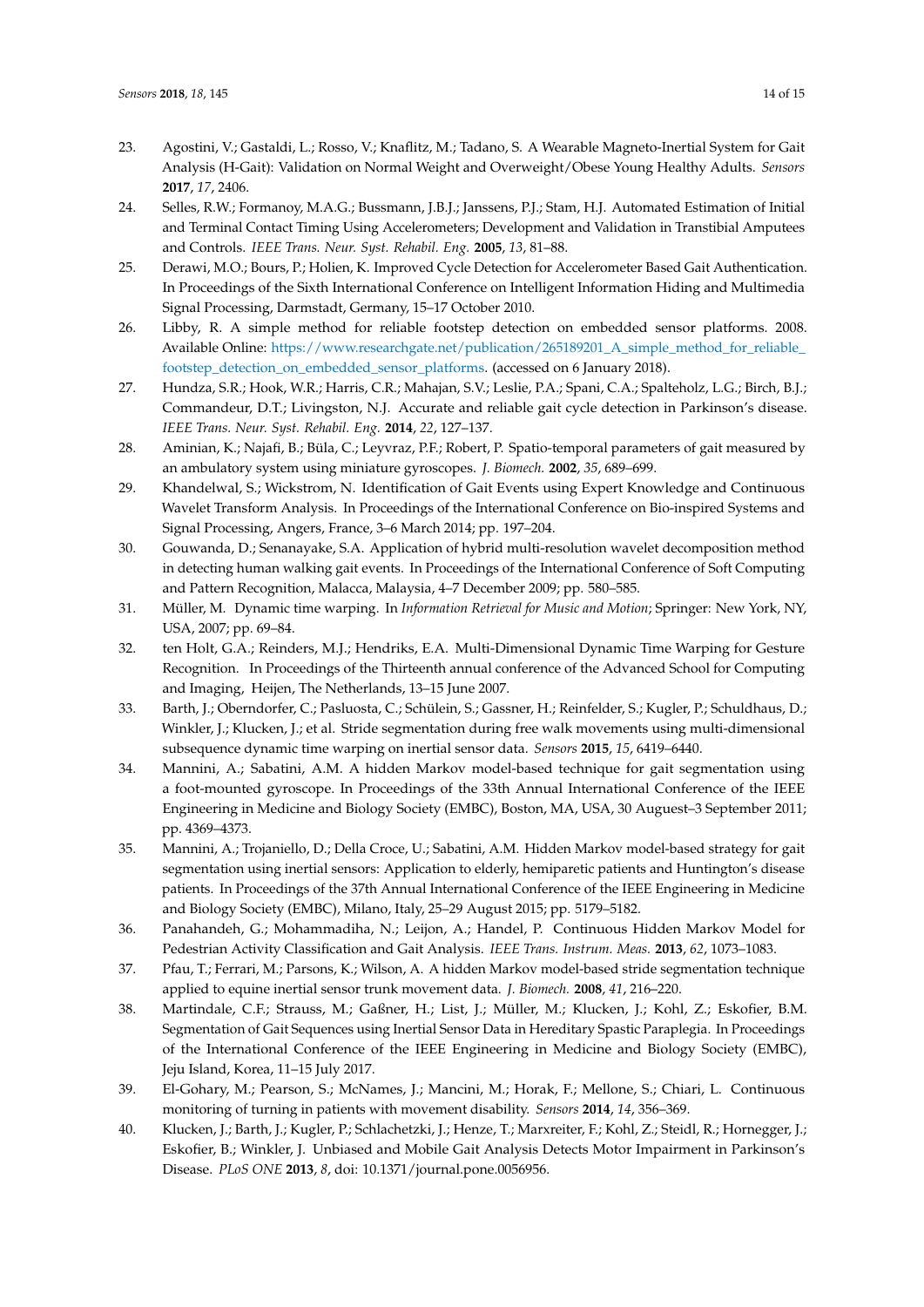23. Agostini, V.; Gastaldi, L.; Rosso, V.; Knaflitz, M.; Tadano, S. A Wearable Magneto-Inertial System for Gait Analysis (H-Gait): Validation on Normal Weight and Overweight/Obese Young Healthy Adults. *Sensors* **2017**, *17*, 2406.
24. Selles, R.W.; Formanoy, M.A.G.; Bussmann, J.B.J.; Janssens, P.J.; Stam, H.J. Automated Estimation of Initial and Terminal Contact Timing Using Accelerometers; Development and Validation in Transtibial Amputees and Controls. *IEEE Trans. Neur. Syst. Rehabil. Eng.* **2005**, *13*, 81–88.
25. Derawi, M.O.; Bours, P.; Holien, K. Improved Cycle Detection for Accelerometer Based Gait Authentication. In Proceedings of the Sixth International Conference on Intelligent Information Hiding and Multimedia Signal Processing, Darmstadt, Germany, 15–17 October 2010.
26. Libby, R. A simple method for reliable footstep detection on embedded sensor platforms. 2008. Available Online: https://www.researchgate.net/publication/265189201_A_simple_method_for_reliable_footstep_detection_on_embedded_sensor_platforms. (accessed on 6 January 2018).
27. Hundza, S.R.; Hook, W.R.; Harris, C.R.; Mahajan, S.V.; Leslie, P.A.; Spani, C.A.; Spalteholz, L.G.; Birch, B.J.; Commandeur, D.T.; Livingston, N.J. Accurate and reliable gait cycle detection in Parkinson's disease. *IEEE Trans. Neur. Syst. Rehabil. Eng.* **2014**, *22*, 127–137.
28. Aminian, K.; Najafi, B.; Büla, C.; Leyvraz, P.F.; Robert, P. Spatio-temporal parameters of gait measured by an ambulatory system using miniature gyroscopes. *J. Biomech.* **2002**, *35*, 689–699.
29. Khandelwal, S.; Wickstrom, N. Identification of Gait Events using Expert Knowledge and Continuous Wavelet Transform Analysis. In Proceedings of the International Conference on Bio-inspired Systems and Signal Processing, Angers, France, 3–6 March 2014; pp. 197–204.
30. Gouwanda, D.; Senanayake, S.A. Application of hybrid multi-resolution wavelet decomposition method in detecting human walking gait events. In Proceedings of the International Conference of Soft Computing and Pattern Recognition, Malacca, Malaysia, 4–7 December 2009; pp. 580–585.
31. Müller, M. Dynamic time warping. In *Information Retrieval for Music and Motion*; Springer: New York, NY, USA, 2007; pp. 69–84.
32. ten Holt, G.A.; Reinders, M.J.; Hendriks, E.A. Multi-Dimensional Dynamic Time Warping for Gesture Recognition. In Proceedings of the Thirteenth annual conference of the Advanced School for Computing and Imaging, Heijen, The Netherlands, 13–15 June 2007.
33. Barth, J.; Oberndorfer, C.; Pasluosta, C.; Schülein, S.; Gassner, H.; Reinfelder, S.; Kugler, P.; Schuldhaus, D.; Winkler, J.; Klucken, J.; et al. Stride segmentation during free walk movements using multi-dimensional subsequence dynamic time warping on inertial sensor data. *Sensors* **2015**, *15*, 6419–6440.
34. Mannini, A.; Sabatini, A.M. A hidden Markov model-based technique for gait segmentation using a foot-mounted gyroscope. In Proceedings of the 33th Annual International Conference of the IEEE Engineering in Medicine and Biology Society (EMBC), Boston, MA, USA, 30 August–3 September 2011; pp. 4369–4373.
35. Mannini, A.; Trojaniello, D.; Della Croce, U.; Sabatini, A.M. Hidden Markov model-based strategy for gait segmentation using inertial sensors: Application to elderly, hemiparetic patients and Huntington's disease patients. In Proceedings of the 37th Annual International Conference of the IEEE Engineering in Medicine and Biology Society (EMBC), Milano, Italy, 25–29 August 2015; pp. 5179–5182.
36. Panahandeh, G.; Mohammadiha, N.; Leijon, A.; Handel, P. Continuous Hidden Markov Model for Pedestrian Activity Classification and Gait Analysis. *IEEE Trans. Instrum. Meas.* **2013**, *62*, 1073–1083.
37. Pfau, T.; Ferrari, M.; Parsons, K.; Wilson, A. A hidden Markov model-based stride segmentation technique applied to equine inertial sensor trunk movement data. *J. Biomech.* **2008**, *41*, 216–220.
38. Martindale, C.F.; Strauss, M.; Gaßner, H.; List, J.; Müller, M.; Klucken, J.; Kohl, Z.; Eskofier, B.M. Segmentation of Gait Sequences using Inertial Sensor Data in Hereditary Spastic Paraplegia. In Proceedings of the International Conference of the IEEE Engineering in Medicine and Biology Society (EMBC), Jeju Island, Korea, 11–15 July 2017.
39. El-Gohary, M.; Pearson, S.; McNames, J.; Mancini, M.; Horak, F.; Mellone, S.; Chiari, L. Continuous monitoring of turning in patients with movement disability. *Sensors* **2014**, *14*, 356–369.
40. Klucken, J.; Barth, J.; Kugler, P.; Schlachetzki, J.; Henze, T.; Marxreiter, F.; Kohl, Z.; Steidl, R.; Hornegger, J.; Eskofier, B.; Winkler, J. Unbiased and Mobile Gait Analysis Detects Motor Impairment in Parkinson's Disease. *PLoS ONE* **2013**, *8*, doi: 10.1371/journal.pone.0056956.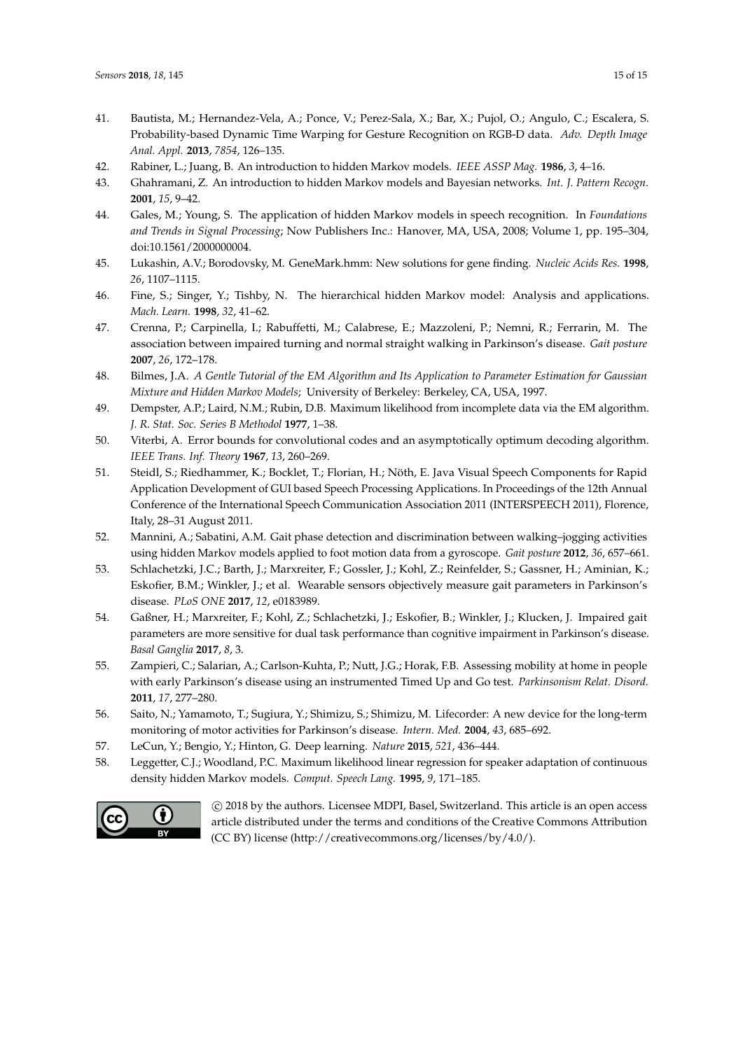41. Bautista, M.; Hernandez-Vela, A.; Ponce, V.; Perez-Sala, X.; Bar, X.; Pujol, O.; Angulo, C.; Escalera, S. Probability-based Dynamic Time Warping for Gesture Recognition on RGB-D data. *Adv. Depth Image Anal. Appl.* **2013**, *7854*, 126–135.
42. Rabiner, L.; Juang, B. An introduction to hidden Markov models. *IEEE ASSP Mag.* **1986**, *3*, 4–16.
43. Ghahramani, Z. An introduction to hidden Markov models and Bayesian networks. *Int. J. Pattern Recogn.* **2001**, *15*, 9–42.
44. Gales, M.; Young, S. The application of hidden Markov models in speech recognition. In *Foundations and Trends in Signal Processing*; Now Publishers Inc.: Hanover, MA, USA, 2008; Volume 1, pp. 195–304, doi:10.1561/2000000004.
45. Lukashin, A.V.; Borodovsky, M. GeneMark.hmm: New solutions for gene finding. *Nucleic Acids Res.* **1998**, *26*, 1107–1115.
46. Fine, S.; Singer, Y.; Tishby, N. The hierarchical hidden Markov model: Analysis and applications. *Mach. Learn.* **1998**, *32*, 41–62.
47. Crenna, P.; Carpinella, I.; Rabuffetti, M.; Calabrese, E.; Mazzoleni, P.; Nemni, R.; Ferrarin, M. The association between impaired turning and normal straight walking in Parkinson's disease. *Gait posture* **2007**, *26*, 172–178.
48. Bilmes, J.A. *A Gentle Tutorial of the EM Algorithm and Its Application to Parameter Estimation for Gaussian Mixture and Hidden Markov Models*; University of Berkeley: Berkeley, CA, USA, 1997.
49. Dempster, A.P.; Laird, N.M.; Rubin, D.B. Maximum likelihood from incomplete data via the EM algorithm. *J. R. Stat. Soc. Series B Methodol* **1977**, 1–38.
50. Viterbi, A. Error bounds for convolutional codes and an asymptotically optimum decoding algorithm. *IEEE Trans. Inf. Theory* **1967**, *13*, 260–269.
51. Steidl, S.; Riedhammer, K.; Bocklet, T.; Florian, H.; Nöth, E. Java Visual Speech Components for Rapid Application Development of GUI based Speech Processing Applications. In Proceedings of the 12th Annual Conference of the International Speech Communication Association 2011 (INTERSPEECH 2011), Florence, Italy, 28–31 August 2011.
52. Mannini, A.; Sabatini, A.M. Gait phase detection and discrimination between walking–jogging activities using hidden Markov models applied to foot motion data from a gyroscope. *Gait posture* **2012**, *36*, 657–661.
53. Schlachetzki, J.C.; Barth, J.; Marxreiter, F.; Gossler, J.; Kohl, Z.; Reinfelder, S.; Gassner, H.; Aminian, K.; Eskofier, B.M.; Winkler, J.; et al. Wearable sensors objectively measure gait parameters in Parkinson's disease. *PLoS ONE* **2017**, *12*, e0183989.
54. Gaßner, H.; Marxreiter, F.; Kohl, Z.; Schlachetzki, J.; Eskofier, B.; Winkler, J.; Klucken, J. Impaired gait parameters are more sensitive for dual task performance than cognitive impairment in Parkinson's disease. *Basal Ganglia* **2017**, *8*, 3.
55. Zampieri, C.; Salarian, A.; Carlson-Kuhta, P.; Nutt, J.G.; Horak, F.B. Assessing mobility at home in people with early Parkinson's disease using an instrumented Timed Up and Go test. *Parkinsonism Relat. Disord.* **2011**, *17*, 277–280.
56. Saito, N.; Yamamoto, T.; Sugiura, Y.; Shimizu, S.; Shimizu, M. Lifecorder: A new device for the long-term monitoring of motor activities for Parkinson's disease. *Intern. Med.* **2004**, *43*, 685–692.
57. LeCun, Y.; Bengio, Y.; Hinton, G. Deep learning. *Nature* **2015**, *521*, 436–444.
58. Leggetter, C.J.; Woodland, P.C. Maximum likelihood linear regression for speaker adaptation of continuous density hidden Markov models. *Comput. Speech Lang.* **1995**, *9*, 171–185.

© 2018 by the authors. Licensee MDPI, Basel, Switzerland. This article is an open access article distributed under the terms and conditions of the Creative Commons Attribution (CC BY) license (http://creativecommons.org/licenses/by/4.0/).